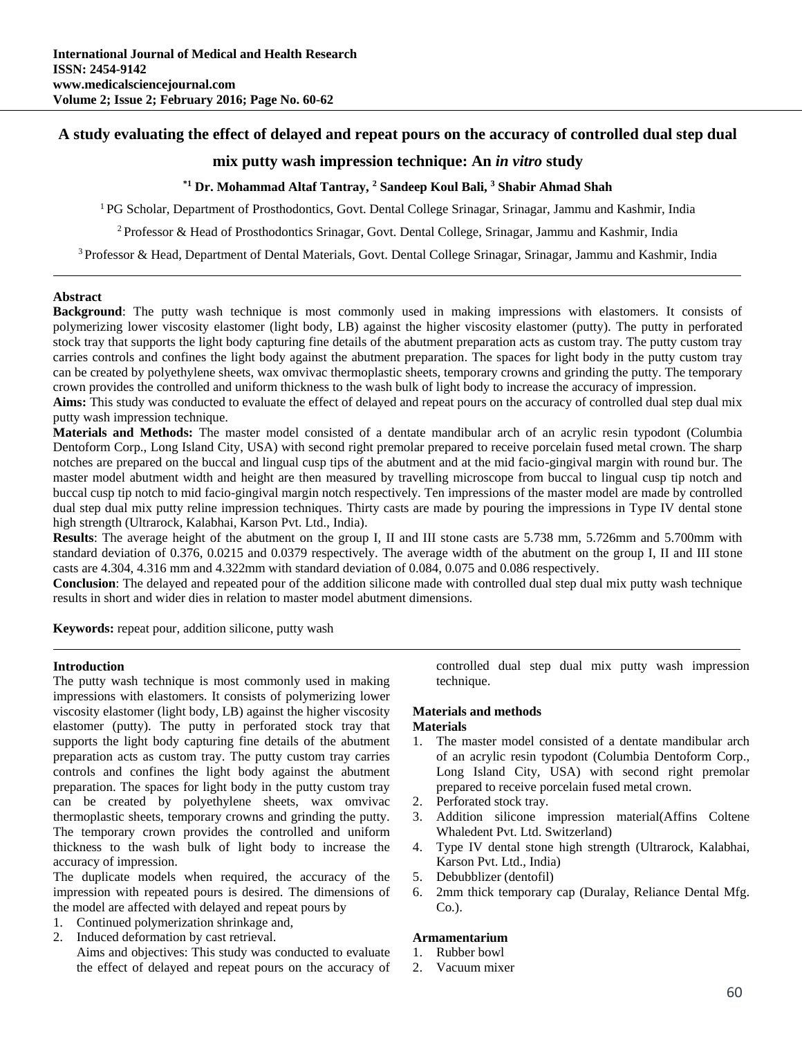# A study evaluating the effect of delayed and repeat pours on the accuracy of controlled dual step dual mix putty wash impression technique: An *in vitro* study

**[*1] Dr. Mohammad Altaf Tantray, [2] Sandeep Koul Bali, [3] Shabir Ahmad Shah**

[1] PG Scholar, Department of Prosthodontics, Govt. Dental College Srinagar, Srinagar, Jammu and Kashmir, India

[2] Professor & Head of Prosthodontics Srinagar, Govt. Dental College, Srinagar, Jammu and Kashmir, India

[3] Professor & Head, Department of Dental Materials, Govt. Dental College Srinagar, Srinagar, Jammu and Kashmir, India

---

## Abstract

**Background**: The putty wash technique is most commonly used in making impressions with elastomers. It consists of polymerizing lower viscosity elastomer (light body, LB) against the higher viscosity elastomer (putty). The putty in perforated stock tray that supports the light body capturing fine details of the abutment preparation acts as custom tray. The putty custom tray carries controls and confines the light body against the abutment preparation. The spaces for light body in the putty custom tray can be created by polyethylene sheets, wax omvivac thermoplastic sheets, temporary crowns and grinding the putty. The temporary crown provides the controlled and uniform thickness to the wash bulk of light body to increase the accuracy of impression.

**Aims:** This study was conducted to evaluate the effect of delayed and repeat pours on the accuracy of controlled dual step dual mix putty wash impression technique.

**Materials and Methods:** The master model consisted of a dentate mandibular arch of an acrylic resin typodont (Columbia Dentoform Corp., Long Island City, USA) with second right premolar prepared to receive porcelain fused metal crown. The sharp notches are prepared on the buccal and lingual cusp tips of the abutment and at the mid facio-gingival margin with round bur. The master model abutment width and height are then measured by travelling microscope from buccal to lingual cusp tip notch and buccal cusp tip notch to mid facio-gingival margin notch respectively. Ten impressions of the master model are made by controlled dual step dual mix putty reline impression techniques. Thirty casts are made by pouring the impressions in Type IV dental stone high strength (Ultrarock, Kalabhai, Karson Pvt. Ltd., India).

**Results**: The average height of the abutment on the group I, II and III stone casts are 5.738 mm, 5.726mm and 5.700mm with standard deviation of 0.376, 0.0215 and 0.0379 respectively. The average width of the abutment on the group I, II and III stone casts are 4.304, 4.316 mm and 4.322mm with standard deviation of 0.084, 0.075 and 0.086 respectively.

**Conclusion**: The delayed and repeated pour of the addition silicone made with controlled dual step dual mix putty wash technique results in short and wider dies in relation to master model abutment dimensions.

**Keywords:** repeat pour, addition silicone, putty wash

---

## Introduction

The putty wash technique is most commonly used in making impressions with elastomers. It consists of polymerizing lower viscosity elastomer (light body, LB) against the higher viscosity elastomer (putty). The putty in perforated stock tray that supports the light body capturing fine details of the abutment preparation acts as custom tray. The putty custom tray carries controls and confines the light body against the abutment preparation. The spaces for light body in the putty custom tray can be created by polyethylene sheets, wax omvivac thermoplastic sheets, temporary crowns and grinding the putty. The temporary crown provides the controlled and uniform thickness to the wash bulk of light body to increase the accuracy of impression.

The duplicate models when required, the accuracy of the impression with repeated pours is desired. The dimensions of the model are affected with delayed and repeat pours by

1. Continued polymerization shrinkage and,
2. Induced deformation by cast retrieval.

   Aims and objectives: This study was conducted to evaluate the effect of delayed and repeat pours on the accuracy of controlled dual step dual mix putty wash impression technique.

## Materials and methods

### Materials

1. The master model consisted of a dentate mandibular arch of an acrylic resin typodont (Columbia Dentoform Corp., Long Island City, USA) with second right premolar prepared to receive porcelain fused metal crown.
2. Perforated stock tray.
3. Addition silicone impression material(Affins Coltene Whaledent Pvt. Ltd. Switzerland)
4. Type IV dental stone high strength (Ultrarock, Kalabhai, Karson Pvt. Ltd., India)
5. Debubblizer (dentofil)
6. 2mm thick temporary cap (Duralay, Reliance Dental Mfg. Co.).

### Armamentarium

1. Rubber bowl
2. Vacuum mixer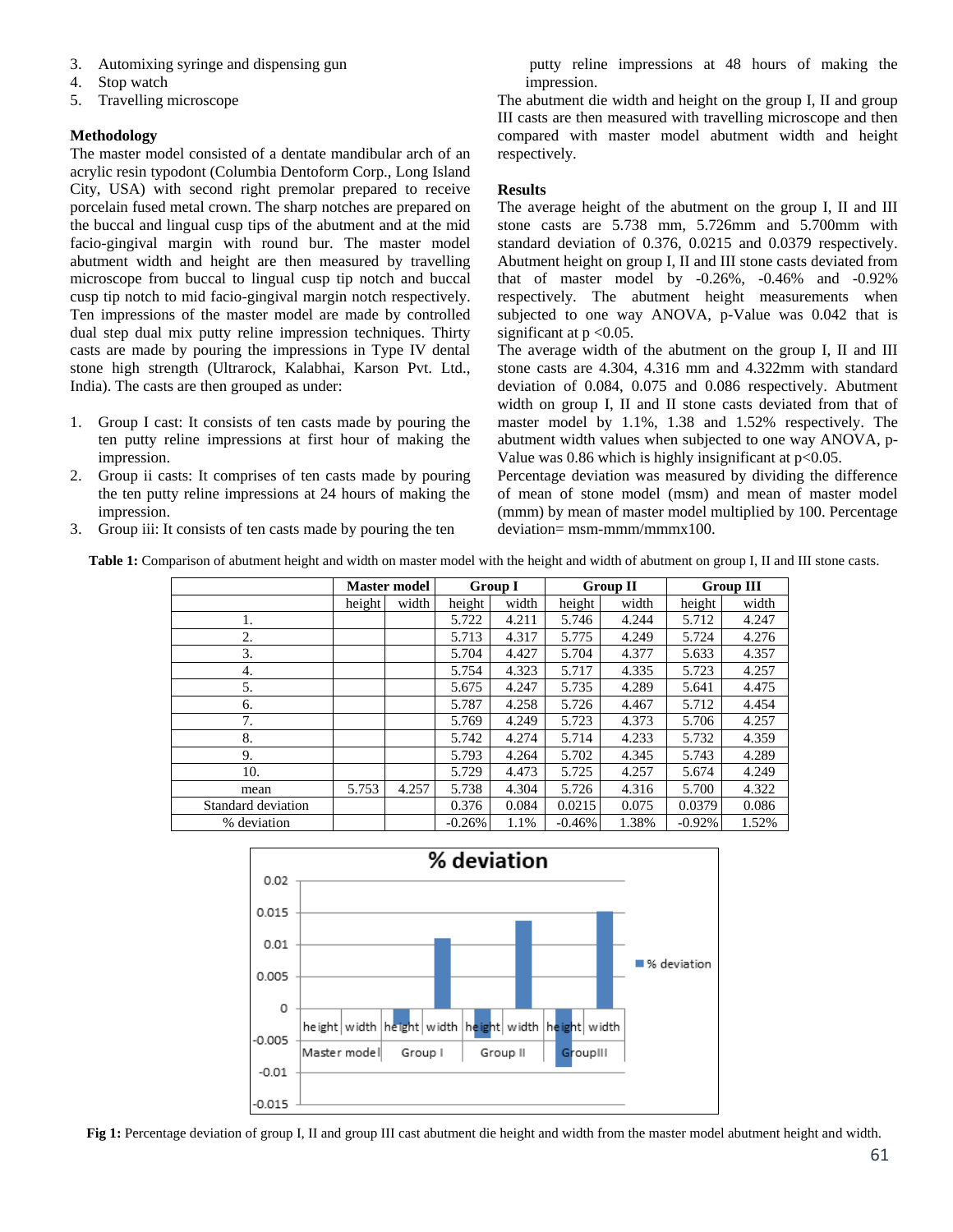3. Automixing syringe and dispensing gun
4. Stop watch
5. Travelling microscope

### Methodology

The master model consisted of a dentate mandibular arch of an acrylic resin typodont (Columbia Dentoform Corp., Long Island City, USA) with second right premolar prepared to receive porcelain fused metal crown. The sharp notches are prepared on the buccal and lingual cusp tips of the abutment and at the mid facio-gingival margin with round bur. The master model abutment width and height are then measured by travelling microscope from buccal to lingual cusp tip notch and buccal cusp tip notch to mid facio-gingival margin notch respectively. Ten impressions of the master model are made by controlled dual step dual mix putty reline impression techniques. Thirty casts are made by pouring the impressions in Type IV dental stone high strength (Ultrarock, Kalabhai, Karson Pvt. Ltd., India). The casts are then grouped as under:

1. Group I cast: It consists of ten casts made by pouring the ten putty reline impressions at first hour of making the impression.
2. Group ii casts: It comprises of ten casts made by pouring the ten putty reline impressions at 24 hours of making the impression.
3. Group iii: It consists of ten casts made by pouring the ten putty reline impressions at 48 hours of making the impression.

The abutment die width and height on the group I, II and group III casts are then measured with travelling microscope and then compared with master model abutment width and height respectively.

### Results

The average height of the abutment on the group I, II and III stone casts are 5.738 mm, 5.726mm and 5.700mm with standard deviation of 0.376, 0.0215 and 0.0379 respectively. Abutment height on group I, II and III stone casts deviated from that of master model by -0.26%, -0.46% and -0.92% respectively. The abutment height measurements when subjected to one way ANOVA, p-Value was 0.042 that is significant at $p < 0.05$.

The average width of the abutment on the group I, II and III stone casts are 4.304, 4.316 mm and 4.322mm with standard deviation of 0.084, 0.075 and 0.086 respectively. Abutment width on group I, II and II stone casts deviated from that of master model by 1.1%, 1.38 and 1.52% respectively. The abutment width values when subjected to one way ANOVA, p-Value was 0.86 which is highly insignificant at $p<0.05$.

Percentage deviation was measured by dividing the difference of mean of stone model (msm) and mean of master model (mmm) by mean of master model multiplied by 100. Percentage deviation= msm-mmm/mmmx100.

**Table 1:** Comparison of abutment height and width on master model with the height and width of abutment on group I, II and III stone casts.

| | Master model | | Group I | | Group II | | Group III | |
|---|---|---|---|---|---|---|---|---|
| | height | width | height | width | height | width | height | width |
| 1. | | | 5.722 | 4.211 | 5.746 | 4.244 | 5.712 | 4.247 |
| 2. | | | 5.713 | 4.317 | 5.775 | 4.249 | 5.724 | 4.276 |
| 3. | | | 5.704 | 4.427 | 5.704 | 4.377 | 5.633 | 4.357 |
| 4. | | | 5.754 | 4.323 | 5.717 | 4.335 | 5.723 | 4.257 |
| 5. | | | 5.675 | 4.247 | 5.735 | 4.289 | 5.641 | 4.475 |
| 6. | | | 5.787 | 4.258 | 5.726 | 4.467 | 5.712 | 4.454 |
| 7. | | | 5.769 | 4.249 | 5.723 | 4.373 | 5.706 | 4.257 |
| 8. | | | 5.742 | 4.274 | 5.714 | 4.233 | 5.732 | 4.359 |
| 9. | | | 5.793 | 4.264 | 5.702 | 4.345 | 5.743 | 4.289 |
| 10. | | | 5.729 | 4.473 | 5.725 | 4.257 | 5.674 | 4.249 |
| mean | 5.753 | 4.257 | 5.738 | 4.304 | 5.726 | 4.316 | 5.700 | 4.322 |
| Standard deviation | | | 0.376 | 0.084 | 0.0215 | 0.075 | 0.0379 | 0.086 |
| % deviation | | | -0.26% | 1.1% | -0.46% | 1.38% | -0.92% | 1.52% |

**Fig 1:** Percentage deviation of group I, II and group III cast abutment die height and width from the master model abutment height and width.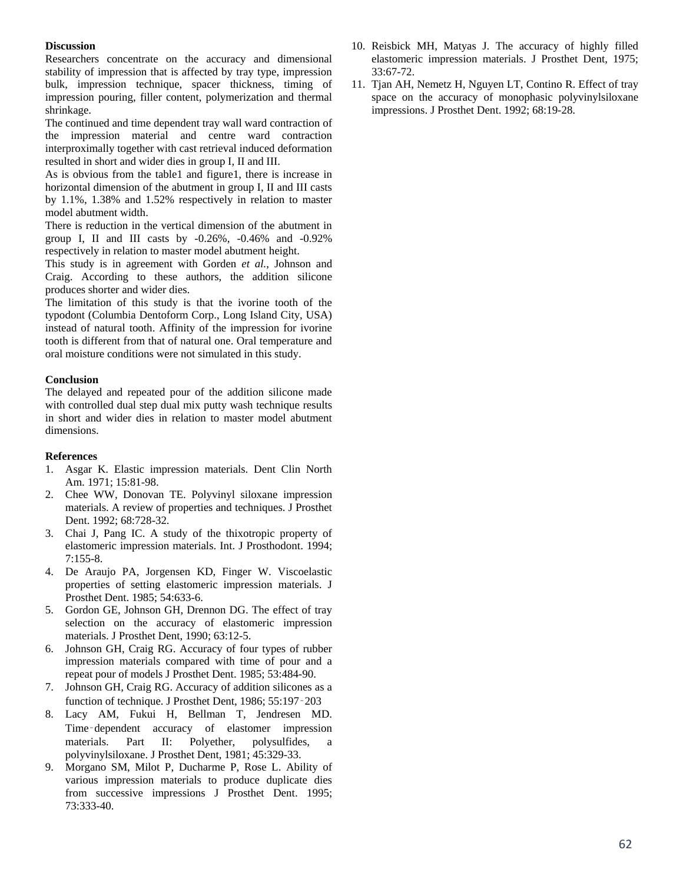## Discussion

Researchers concentrate on the accuracy and dimensional stability of impression that is affected by tray type, impression bulk, impression technique, spacer thickness, timing of impression pouring, filler content, polymerization and thermal shrinkage.

The continued and time dependent tray wall ward contraction of the impression material and centre ward contraction interproximally together with cast retrieval induced deformation resulted in short and wider dies in group I, II and III.

As is obvious from the table1 and figure1, there is increase in horizontal dimension of the abutment in group I, II and III casts by 1.1%, 1.38% and 1.52% respectively in relation to master model abutment width.

There is reduction in the vertical dimension of the abutment in group I, II and III casts by -0.26%, -0.46% and -0.92% respectively in relation to master model abutment height.

This study is in agreement with Gorden *et al.*, Johnson and Craig. According to these authors, the addition silicone produces shorter and wider dies.

The limitation of this study is that the ivorine tooth of the typodont (Columbia Dentoform Corp., Long Island City, USA) instead of natural tooth. Affinity of the impression for ivorine tooth is different from that of natural one. Oral temperature and oral moisture conditions were not simulated in this study.

## Conclusion

The delayed and repeated pour of the addition silicone made with controlled dual step dual mix putty wash technique results in short and wider dies in relation to master model abutment dimensions.

## References

1. Asgar K. Elastic impression materials. Dent Clin North Am. 1971; 15:81-98.
2. Chee WW, Donovan TE. Polyvinyl siloxane impression materials. A review of properties and techniques. J Prosthet Dent. 1992; 68:728-32.
3. Chai J, Pang IC. A study of the thixotropic property of elastomeric impression materials. Int. J Prosthodont. 1994; 7:155-8.
4. De Araujo PA, Jorgensen KD, Finger W. Viscoelastic properties of setting elastomeric impression materials. J Prosthet Dent. 1985; 54:633-6.
5. Gordon GE, Johnson GH, Drennon DG. The effect of tray selection on the accuracy of elastomeric impression materials. J Prosthet Dent, 1990; 63:12-5.
6. Johnson GH, Craig RG. Accuracy of four types of rubber impression materials compared with time of pour and a repeat pour of models J Prosthet Dent. 1985; 53:484-90.
7. Johnson GH, Craig RG. Accuracy of addition silicones as a function of technique. J Prosthet Dent, 1986; 55:197‑203
8. Lacy AM, Fukui H, Bellman T, Jendresen MD. Time‑dependent accuracy of elastomer impression materials. Part II: Polyether, polysulfides, a polyvinylsiloxane. J Prosthet Dent, 1981; 45:329-33.
9. Morgano SM, Milot P, Ducharme P, Rose L. Ability of various impression materials to produce duplicate dies from successive impressions J Prosthet Dent. 1995; 73:333-40.
10. Reisbick MH, Matyas J. The accuracy of highly filled elastomeric impression materials. J Prosthet Dent, 1975; 33:67-72.
11. Tjan AH, Nemetz H, Nguyen LT, Contino R. Effect of tray space on the accuracy of monophasic polyvinylsiloxane impressions. J Prosthet Dent. 1992; 68:19-28.